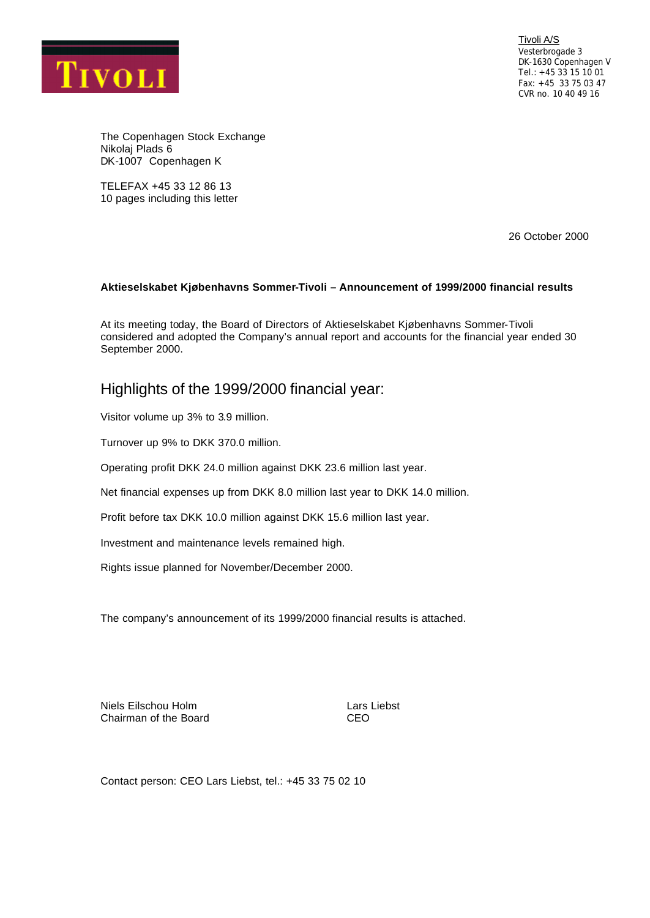TIVOLI

Tivoli A/S
Vesterbrogade 3
DK-1630 Copenhagen V
Tel.: +45 33 15 10 01
Fax: +45 33 75 03 47
CVR no. 10 40 49 16

The Copenhagen Stock Exchange
Nikolaj Plads 6
DK-1007 Copenhagen K

TELEFAX +45 33 12 86 13
10 pages including this letter

26 October 2000

**Aktieselskabet Kjøbenhavns Sommer-Tivoli – Announcement of 1999/2000 financial results**

At its meeting today, the Board of Directors of Aktieselskabet Kjøbenhavns Sommer-Tivoli considered and adopted the Company's annual report and accounts for the financial year ended 30 September 2000.

## Highlights of the 1999/2000 financial year:

Visitor volume up 3% to 3.9 million.

Turnover up 9% to DKK 370.0 million.

Operating profit DKK 24.0 million against DKK 23.6 million last year.

Net financial expenses up from DKK 8.0 million last year to DKK 14.0 million.

Profit before tax DKK 10.0 million against DKK 15.6 million last year.

Investment and maintenance levels remained high.

Rights issue planned for November/December 2000.

The company's announcement of its 1999/2000 financial results is attached.

Niels Eilschou Holm
Chairman of the Board

Lars Liebst
CEO

Contact person: CEO Lars Liebst, tel.: +45 33 75 02 10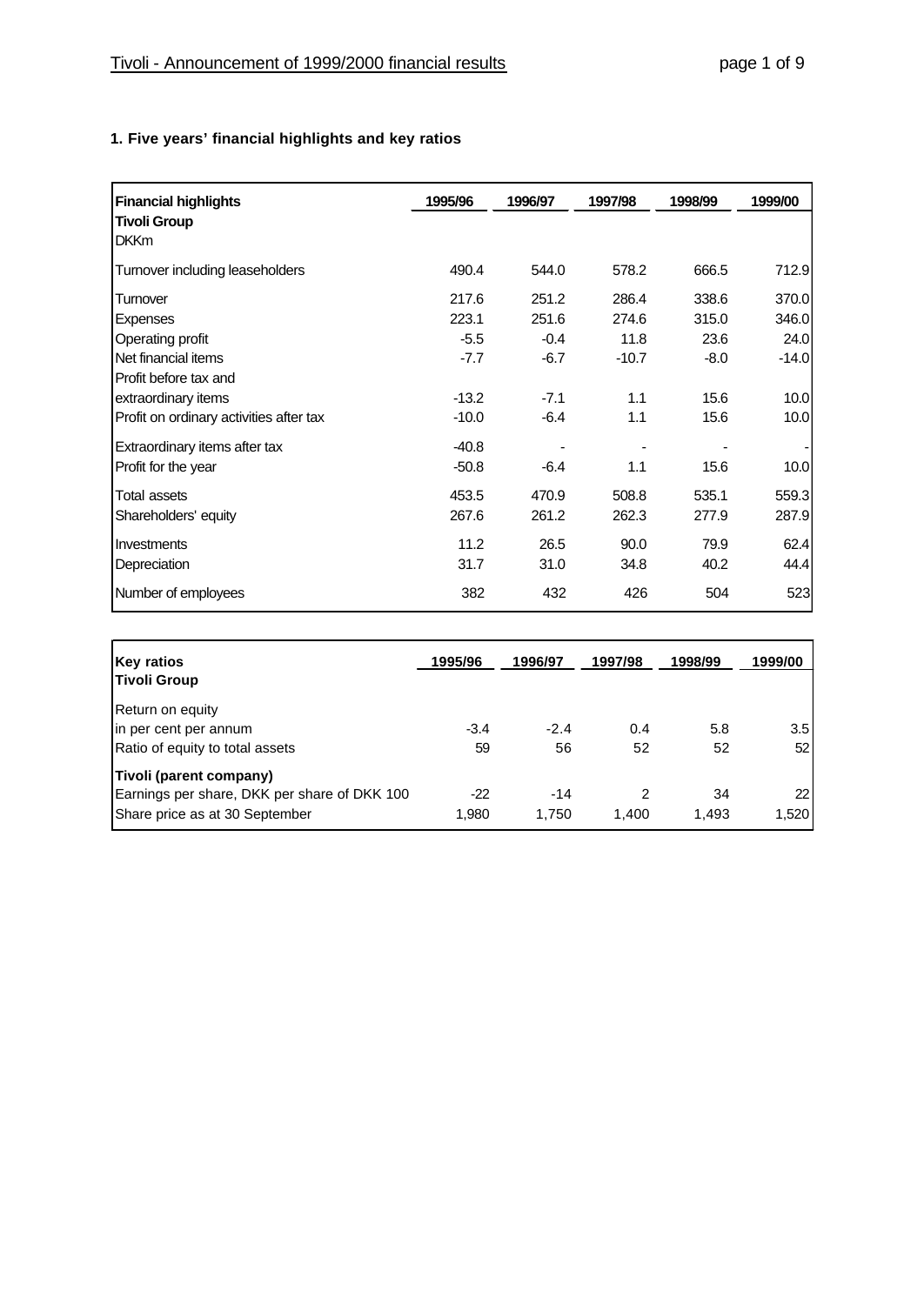## 1. Five years' financial highlights and key ratios

| Financial highlights<br>Tivoli Group<br>DKKm | 1995/96 | 1996/97 | 1997/98 | 1998/99 | 1999/00 |
|---|---|---|---|---|---|
| Turnover including leaseholders | 490.4 | 544.0 | 578.2 | 666.5 | 712.9 |
| Turnover | 217.6 | 251.2 | 286.4 | 338.6 | 370.0 |
| Expenses | 223.1 | 251.6 | 274.6 | 315.0 | 346.0 |
| Operating profit | -5.5 | -0.4 | 11.8 | 23.6 | 24.0 |
| Net financial items | -7.7 | -6.7 | -10.7 | -8.0 | -14.0 |
| Profit before tax and extraordinary items | -13.2 | -7.1 | 1.1 | 15.6 | 10.0 |
| Profit on ordinary activities after tax | -10.0 | -6.4 | 1.1 | 15.6 | 10.0 |
| Extraordinary items after tax | -40.8 | - | - | - | - |
| Profit for the year | -50.8 | -6.4 | 1.1 | 15.6 | 10.0 |
| Total assets | 453.5 | 470.9 | 508.8 | 535.1 | 559.3 |
| Shareholders' equity | 267.6 | 261.2 | 262.3 | 277.9 | 287.9 |
| Investments | 11.2 | 26.5 | 90.0 | 79.9 | 62.4 |
| Depreciation | 31.7 | 31.0 | 34.8 | 40.2 | 44.4 |
| Number of employees | 382 | 432 | 426 | 504 | 523 |

| Key ratios<br>Tivoli Group | 1995/96 | 1996/97 | 1997/98 | 1998/99 | 1999/00 |
|---|---|---|---|---|---|
| Return on equity in per cent per annum | -3.4 | -2.4 | 0.4 | 5.8 | 3.5 |
| Ratio of equity to total assets | 59 | 56 | 52 | 52 | 52 |
| **Tivoli (parent company)** | | | | | |
| Earnings per share, DKK per share of DKK 100 | -22 | -14 | 2 | 34 | 22 |
| Share price as at 30 September | 1,980 | 1,750 | 1,400 | 1,493 | 1,520 |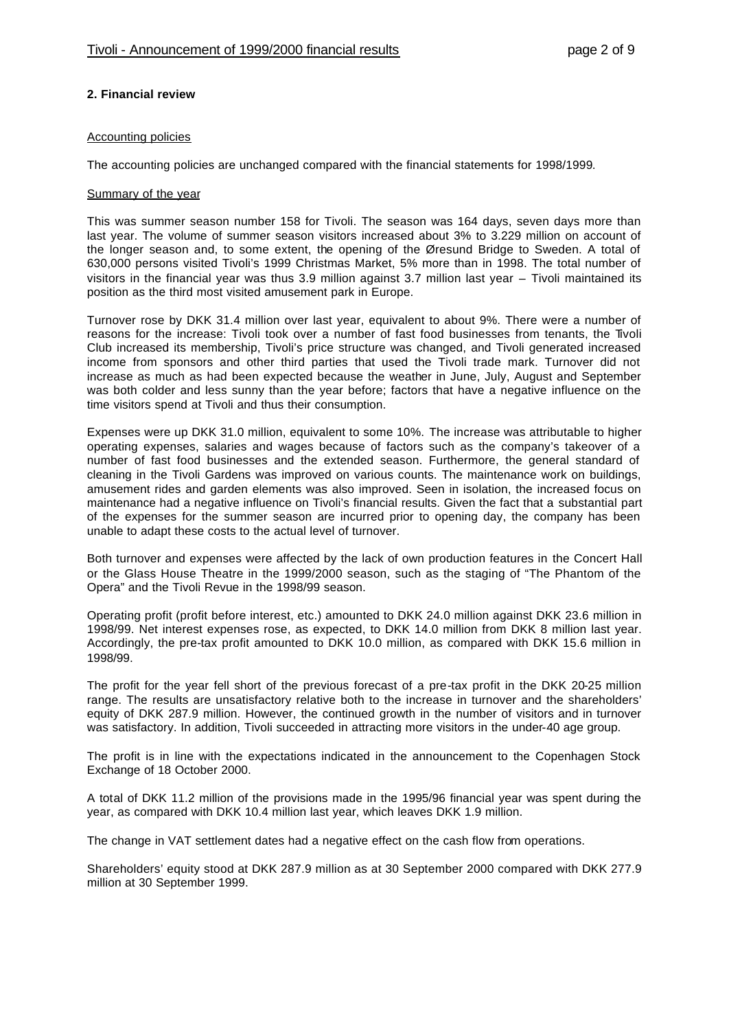## 2. Financial review

Accounting policies

The accounting policies are unchanged compared with the financial statements for 1998/1999.

Summary of the year

This was summer season number 158 for Tivoli. The season was 164 days, seven days more than last year. The volume of summer season visitors increased about 3% to 3.229 million on account of the longer season and, to some extent, the opening of the Øresund Bridge to Sweden. A total of 630,000 persons visited Tivoli's 1999 Christmas Market, 5% more than in 1998. The total number of visitors in the financial year was thus 3.9 million against 3.7 million last year – Tivoli maintained its position as the third most visited amusement park in Europe.

Turnover rose by DKK 31.4 million over last year, equivalent to about 9%. There were a number of reasons for the increase: Tivoli took over a number of fast food businesses from tenants, the Tivoli Club increased its membership, Tivoli's price structure was changed, and Tivoli generated increased income from sponsors and other third parties that used the Tivoli trade mark. Turnover did not increase as much as had been expected because the weather in June, July, August and September was both colder and less sunny than the year before; factors that have a negative influence on the time visitors spend at Tivoli and thus their consumption.

Expenses were up DKK 31.0 million, equivalent to some 10%. The increase was attributable to higher operating expenses, salaries and wages because of factors such as the company's takeover of a number of fast food businesses and the extended season. Furthermore, the general standard of cleaning in the Tivoli Gardens was improved on various counts. The maintenance work on buildings, amusement rides and garden elements was also improved. Seen in isolation, the increased focus on maintenance had a negative influence on Tivoli's financial results. Given the fact that a substantial part of the expenses for the summer season are incurred prior to opening day, the company has been unable to adapt these costs to the actual level of turnover.

Both turnover and expenses were affected by the lack of own production features in the Concert Hall or the Glass House Theatre in the 1999/2000 season, such as the staging of "The Phantom of the Opera" and the Tivoli Revue in the 1998/99 season.

Operating profit (profit before interest, etc.) amounted to DKK 24.0 million against DKK 23.6 million in 1998/99. Net interest expenses rose, as expected, to DKK 14.0 million from DKK 8 million last year. Accordingly, the pre-tax profit amounted to DKK 10.0 million, as compared with DKK 15.6 million in 1998/99.

The profit for the year fell short of the previous forecast of a pre-tax profit in the DKK 20-25 million range. The results are unsatisfactory relative both to the increase in turnover and the shareholders' equity of DKK 287.9 million. However, the continued growth in the number of visitors and in turnover was satisfactory. In addition, Tivoli succeeded in attracting more visitors in the under-40 age group.

The profit is in line with the expectations indicated in the announcement to the Copenhagen Stock Exchange of 18 October 2000.

A total of DKK 11.2 million of the provisions made in the 1995/96 financial year was spent during the year, as compared with DKK 10.4 million last year, which leaves DKK 1.9 million.

The change in VAT settlement dates had a negative effect on the cash flow from operations.

Shareholders' equity stood at DKK 287.9 million as at 30 September 2000 compared with DKK 277.9 million at 30 September 1999.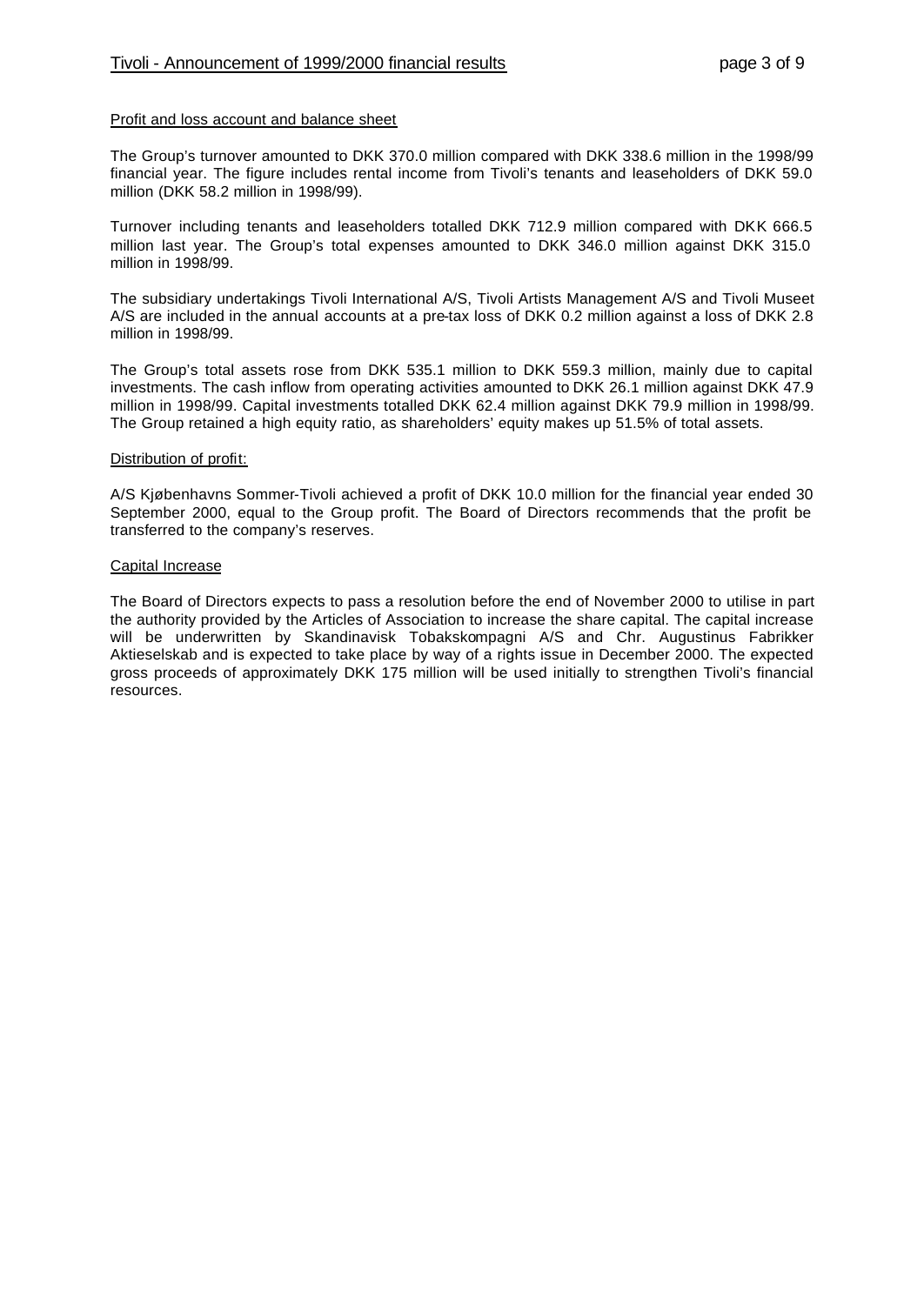## Profit and loss account and balance sheet

The Group's turnover amounted to DKK 370.0 million compared with DKK 338.6 million in the 1998/99 financial year. The figure includes rental income from Tivoli's tenants and leaseholders of DKK 59.0 million (DKK 58.2 million in 1998/99).

Turnover including tenants and leaseholders totalled DKK 712.9 million compared with DKK 666.5 million last year. The Group's total expenses amounted to DKK 346.0 million against DKK 315.0 million in 1998/99.

The subsidiary undertakings Tivoli International A/S, Tivoli Artists Management A/S and Tivoli Museet A/S are included in the annual accounts at a pre-tax loss of DKK 0.2 million against a loss of DKK 2.8 million in 1998/99.

The Group's total assets rose from DKK 535.1 million to DKK 559.3 million, mainly due to capital investments. The cash inflow from operating activities amounted to DKK 26.1 million against DKK 47.9 million in 1998/99. Capital investments totalled DKK 62.4 million against DKK 79.9 million in 1998/99. The Group retained a high equity ratio, as shareholders' equity makes up 51.5% of total assets.

## Distribution of profit:

A/S Kjøbenhavns Sommer-Tivoli achieved a profit of DKK 10.0 million for the financial year ended 30 September 2000, equal to the Group profit. The Board of Directors recommends that the profit be transferred to the company's reserves.

## Capital Increase

The Board of Directors expects to pass a resolution before the end of November 2000 to utilise in part the authority provided by the Articles of Association to increase the share capital. The capital increase will be underwritten by Skandinavisk Tobakskompagni A/S and Chr. Augustinus Fabrikker Aktieselskab and is expected to take place by way of a rights issue in December 2000. The expected gross proceeds of approximately DKK 175 million will be used initially to strengthen Tivoli's financial resources.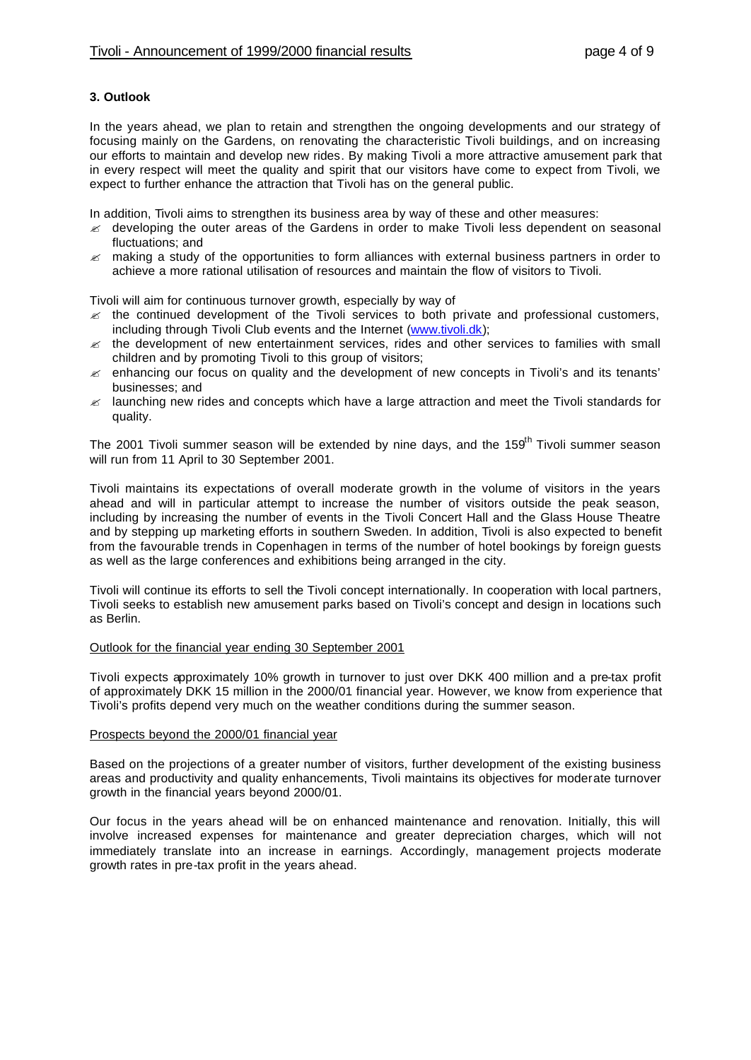## 3. Outlook

In the years ahead, we plan to retain and strengthen the ongoing developments and our strategy of focusing mainly on the Gardens, on renovating the characteristic Tivoli buildings, and on increasing our efforts to maintain and develop new rides. By making Tivoli a more attractive amusement park that in every respect will meet the quality and spirit that our visitors have come to expect from Tivoli, we expect to further enhance the attraction that Tivoli has on the general public.

In addition, Tivoli aims to strengthen its business area by way of these and other measures:

- developing the outer areas of the Gardens in order to make Tivoli less dependent on seasonal fluctuations; and
- making a study of the opportunities to form alliances with external business partners in order to achieve a more rational utilisation of resources and maintain the flow of visitors to Tivoli.

Tivoli will aim for continuous turnover growth, especially by way of

- the continued development of the Tivoli services to both private and professional customers, including through Tivoli Club events and the Internet (www.tivoli.dk);
- the development of new entertainment services, rides and other services to families with small children and by promoting Tivoli to this group of visitors;
- enhancing our focus on quality and the development of new concepts in Tivoli's and its tenants' businesses; and
- launching new rides and concepts which have a large attraction and meet the Tivoli standards for quality.

The 2001 Tivoli summer season will be extended by nine days, and the 159th Tivoli summer season will run from 11 April to 30 September 2001.

Tivoli maintains its expectations of overall moderate growth in the volume of visitors in the years ahead and will in particular attempt to increase the number of visitors outside the peak season, including by increasing the number of events in the Tivoli Concert Hall and the Glass House Theatre and by stepping up marketing efforts in southern Sweden. In addition, Tivoli is also expected to benefit from the favourable trends in Copenhagen in terms of the number of hotel bookings by foreign guests as well as the large conferences and exhibitions being arranged in the city.

Tivoli will continue its efforts to sell the Tivoli concept internationally. In cooperation with local partners, Tivoli seeks to establish new amusement parks based on Tivoli's concept and design in locations such as Berlin.

### Outlook for the financial year ending 30 September 2001

Tivoli expects approximately 10% growth in turnover to just over DKK 400 million and a pre-tax profit of approximately DKK 15 million in the 2000/01 financial year. However, we know from experience that Tivoli's profits depend very much on the weather conditions during the summer season.

### Prospects beyond the 2000/01 financial year

Based on the projections of a greater number of visitors, further development of the existing business areas and productivity and quality enhancements, Tivoli maintains its objectives for moderate turnover growth in the financial years beyond 2000/01.

Our focus in the years ahead will be on enhanced maintenance and renovation. Initially, this will involve increased expenses for maintenance and greater depreciation charges, which will not immediately translate into an increase in earnings. Accordingly, management projects moderate growth rates in pre-tax profit in the years ahead.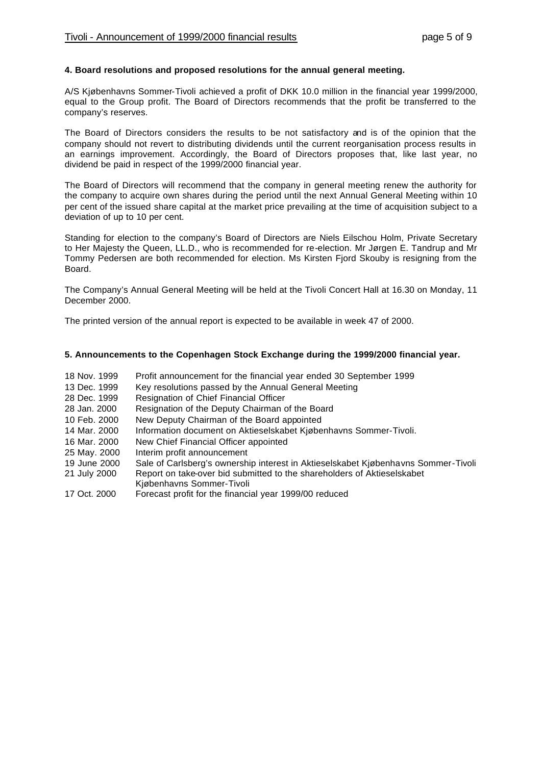#### 4. Board resolutions and proposed resolutions for the annual general meeting.

A/S Kjøbenhavns Sommer-Tivoli achieved a profit of DKK 10.0 million in the financial year 1999/2000, equal to the Group profit. The Board of Directors recommends that the profit be transferred to the company's reserves.

The Board of Directors considers the results to be not satisfactory and is of the opinion that the company should not revert to distributing dividends until the current reorganisation process results in an earnings improvement. Accordingly, the Board of Directors proposes that, like last year, no dividend be paid in respect of the 1999/2000 financial year.

The Board of Directors will recommend that the company in general meeting renew the authority for the company to acquire own shares during the period until the next Annual General Meeting within 10 per cent of the issued share capital at the market price prevailing at the time of acquisition subject to a deviation of up to 10 per cent.

Standing for election to the company's Board of Directors are Niels Eilschou Holm, Private Secretary to Her Majesty the Queen, LL.D., who is recommended for re-election. Mr Jørgen E. Tandrup and Mr Tommy Pedersen are both recommended for election. Ms Kirsten Fjord Skouby is resigning from the Board.

The Company's Annual General Meeting will be held at the Tivoli Concert Hall at 16.30 on Monday, 11 December 2000.

The printed version of the annual report is expected to be available in week 47 of 2000.

#### 5. Announcements to the Copenhagen Stock Exchange during the 1999/2000 financial year.

| | |
|---|---|
| 18 Nov. 1999 | Profit announcement for the financial year ended 30 September 1999 |
| 13 Dec. 1999 | Key resolutions passed by the Annual General Meeting |
| 28 Dec. 1999 | Resignation of Chief Financial Officer |
| 28 Jan. 2000 | Resignation of the Deputy Chairman of the Board |
| 10 Feb. 2000 | New Deputy Chairman of the Board appointed |
| 14 Mar. 2000 | Information document on Aktieselskabet Kjøbenhavns Sommer-Tivoli. |
| 16 Mar. 2000 | New Chief Financial Officer appointed |
| 25 May. 2000 | Interim profit announcement |
| 19 June 2000 | Sale of Carlsberg's ownership interest in Aktieselskabet Kjøbenhavns Sommer-Tivoli |
| 21 July 2000 | Report on take-over bid submitted to the shareholders of Aktieselskabet Kjøbenhavns Sommer-Tivoli |
| 17 Oct. 2000 | Forecast profit for the financial year 1999/00 reduced |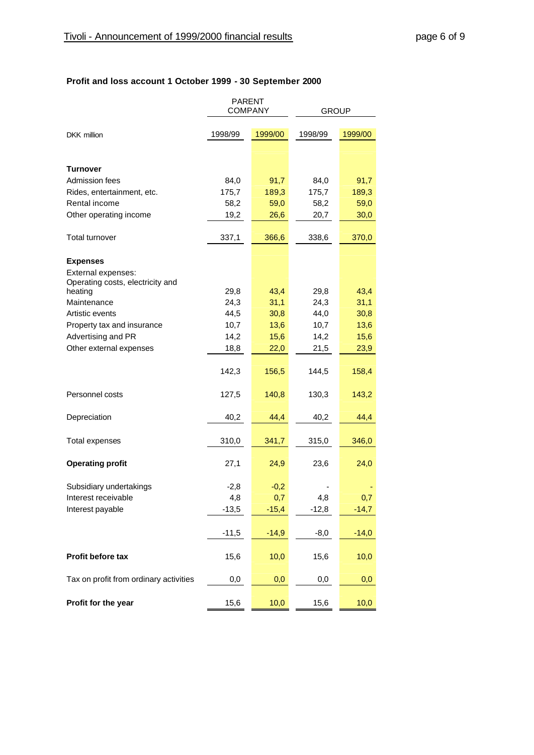## Profit and loss account 1 October 1999 - 30 September 2000

| DKK million | PARENT COMPANY | | GROUP | |
|---|---|---|---|---|
| | 1998/99 | 1999/00 | 1998/99 | 1999/00 |
| **Turnover** | | | | |
| Admission fees | 84,0 | 91,7 | 84,0 | 91,7 |
| Rides, entertainment, etc. | 175,7 | 189,3 | 175,7 | 189,3 |
| Rental income | 58,2 | 59,0 | 58,2 | 59,0 |
| Other operating income | 19,2 | 26,6 | 20,7 | 30,0 |
| Total turnover | 337,1 | 366,6 | 338,6 | 370,0 |
| **Expenses** | | | | |
| External expenses: | | | | |
| Operating costs, electricity and heating | 29,8 | 43,4 | 29,8 | 43,4 |
| Maintenance | 24,3 | 31,1 | 24,3 | 31,1 |
| Artistic events | 44,5 | 30,8 | 44,0 | 30,8 |
| Property tax and insurance | 10,7 | 13,6 | 10,7 | 13,6 |
| Advertising and PR | 14,2 | 15,6 | 14,2 | 15,6 |
| Other external expenses | 18,8 | 22,0 | 21,5 | 23,9 |
| | 142,3 | 156,5 | 144,5 | 158,4 |
| Personnel costs | 127,5 | 140,8 | 130,3 | 143,2 |
| Depreciation | 40,2 | 44,4 | 40,2 | 44,4 |
| Total expenses | 310,0 | 341,7 | 315,0 | 346,0 |
| **Operating profit** | 27,1 | 24,9 | 23,6 | 24,0 |
| Subsidiary undertakings | -2,8 | -0,2 | - | - |
| Interest receivable | 4,8 | 0,7 | 4,8 | 0,7 |
| Interest payable | -13,5 | -15,4 | -12,8 | -14,7 |
| | -11,5 | -14,9 | -8,0 | -14,0 |
| **Profit before tax** | 15,6 | 10,0 | 15,6 | 10,0 |
| Tax on profit from ordinary activities | 0,0 | 0,0 | 0,0 | 0,0 |
| **Profit for the year** | 15,6 | 10,0 | 15,6 | 10,0 |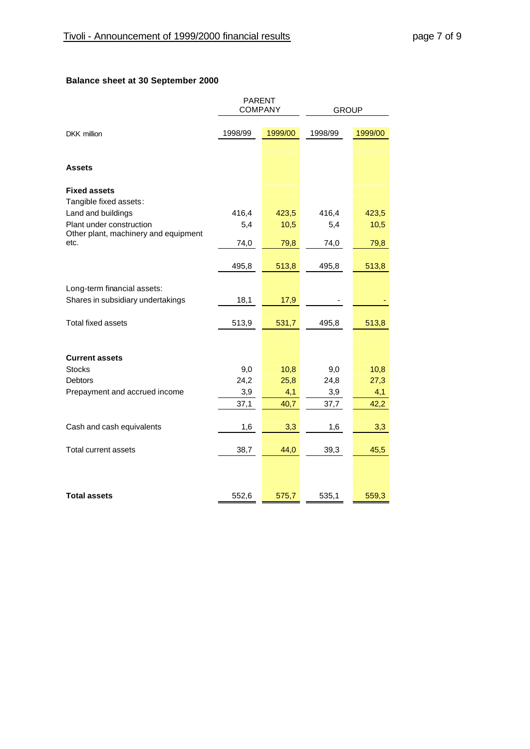**Balance sheet at 30 September 2000**

| DKK million | PARENT COMPANY | | GROUP | |
|---|---|---|---|---|
| | 1998/99 | 1999/00 | 1998/99 | 1999/00 |
| **Assets** | | | | |
| **Fixed assets** | | | | |
| Tangible fixed assets: | | | | |
| Land and buildings | 416,4 | 423,5 | 416,4 | 423,5 |
| Plant under construction | 5,4 | 10,5 | 5,4 | 10,5 |
| Other plant, machinery and equipment etc. | 74,0 | 79,8 | 74,0 | 79,8 |
| | 495,8 | 513,8 | 495,8 | 513,8 |
| Long-term financial assets: | | | | |
| Shares in subsidiary undertakings | 18,1 | 17,9 | - | - |
| Total fixed assets | 513,9 | 531,7 | 495,8 | 513,8 |
| **Current assets** | | | | |
| Stocks | 9,0 | 10,8 | 9,0 | 10,8 |
| Debtors | 24,2 | 25,8 | 24,8 | 27,3 |
| Prepayment and accrued income | 3,9 | 4,1 | 3,9 | 4,1 |
| | 37,1 | 40,7 | 37,7 | 42,2 |
| Cash and cash equivalents | 1,6 | 3,3 | 1,6 | 3,3 |
| Total current assets | 38,7 | 44,0 | 39,3 | 45,5 |
| **Total assets** | 552,6 | 575,7 | 535,1 | 559,3 |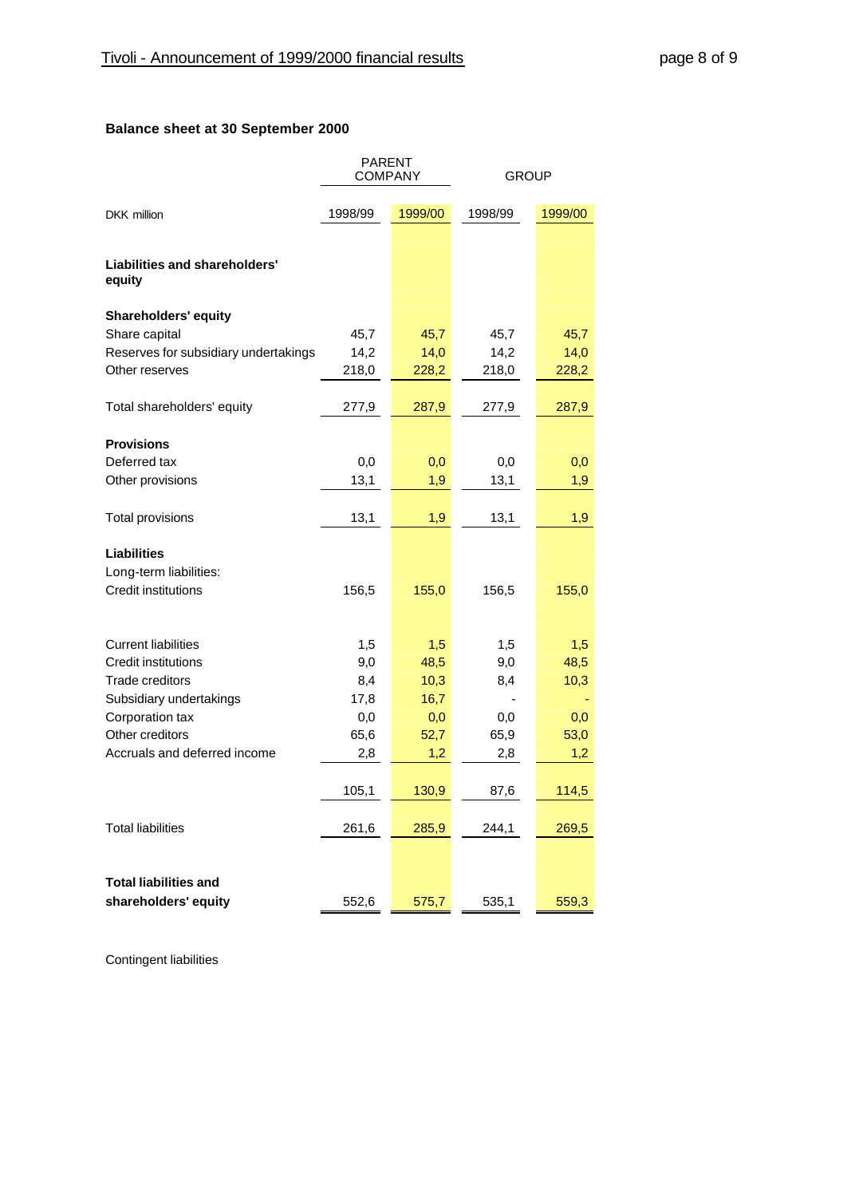## Balance sheet at 30 September 2000

| DKK million | PARENT COMPANY | | GROUP | |
|---|---|---|---|---|
| | 1998/99 | 1999/00 | 1998/99 | 1999/00 |
| **Liabilities and shareholders' equity** | | | | |
| **Shareholders' equity** | | | | |
| Share capital | 45,7 | 45,7 | 45,7 | 45,7 |
| Reserves for subsidiary undertakings | 14,2 | 14,0 | 14,2 | 14,0 |
| Other reserves | 218,0 | 228,2 | 218,0 | 228,2 |
| Total shareholders' equity | 277,9 | 287,9 | 277,9 | 287,9 |
| **Provisions** | | | | |
| Deferred tax | 0,0 | 0,0 | 0,0 | 0,0 |
| Other provisions | 13,1 | 1,9 | 13,1 | 1,9 |
| Total provisions | 13,1 | 1,9 | 13,1 | 1,9 |
| **Liabilities** | | | | |
| Long-term liabilities: | | | | |
| Credit institutions | 156,5 | 155,0 | 156,5 | 155,0 |
| Current liabilities | 1,5 | 1,5 | 1,5 | 1,5 |
| Credit institutions | 9,0 | 48,5 | 9,0 | 48,5 |
| Trade creditors | 8,4 | 10,3 | 8,4 | 10,3 |
| Subsidiary undertakings | 17,8 | 16,7 | - | - |
| Corporation tax | 0,0 | 0,0 | 0,0 | 0,0 |
| Other creditors | 65,6 | 52,7 | 65,9 | 53,0 |
| Accruals and deferred income | 2,8 | 1,2 | 2,8 | 1,2 |
| | 105,1 | 130,9 | 87,6 | 114,5 |
| Total liabilities | 261,6 | 285,9 | 244,1 | 269,5 |
| **Total liabilities and shareholders' equity** | 552,6 | 575,7 | 535,1 | 559,3 |

Contingent liabilities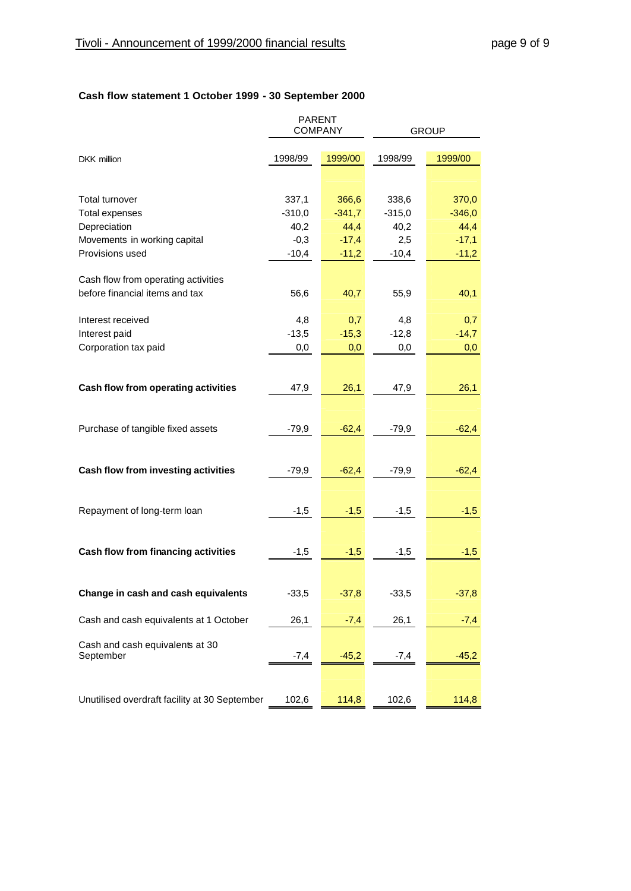## Cash flow statement 1 October 1999 - 30 September 2000

| | PARENT COMPANY | | GROUP | |
|---|---|---|---|---|
| DKK million | 1998/99 | 1999/00 | 1998/99 | 1999/00 |
| Total turnover | 337,1 | 366,6 | 338,6 | 370,0 |
| Total expenses | -310,0 | -341,7 | -315,0 | -346,0 |
| Depreciation | 40,2 | 44,4 | 40,2 | 44,4 |
| Movements in working capital | -0,3 | -17,4 | 2,5 | -17,1 |
| Provisions used | -10,4 | -11,2 | -10,4 | -11,2 |
| Cash flow from operating activities before financial items and tax | 56,6 | 40,7 | 55,9 | 40,1 |
| Interest received | 4,8 | 0,7 | 4,8 | 0,7 |
| Interest paid | -13,5 | -15,3 | -12,8 | -14,7 |
| Corporation tax paid | 0,0 | 0,0 | 0,0 | 0,0 |
| **Cash flow from operating activities** | 47,9 | 26,1 | 47,9 | 26,1 |
| Purchase of tangible fixed assets | -79,9 | -62,4 | -79,9 | -62,4 |
| **Cash flow from investing activities** | -79,9 | -62,4 | -79,9 | -62,4 |
| Repayment of long-term loan | -1,5 | -1,5 | -1,5 | -1,5 |
| **Cash flow from financing activities** | -1,5 | -1,5 | -1,5 | -1,5 |
| **Change in cash and cash equivalents** | -33,5 | -37,8 | -33,5 | -37,8 |
| Cash and cash equivalents at 1 October | 26,1 | -7,4 | 26,1 | -7,4 |
| Cash and cash equivalents at 30 September | -7,4 | -45,2 | -7,4 | -45,2 |
| Unutilised overdraft facility at 30 September | 102,6 | 114,8 | 102,6 | 114,8 |